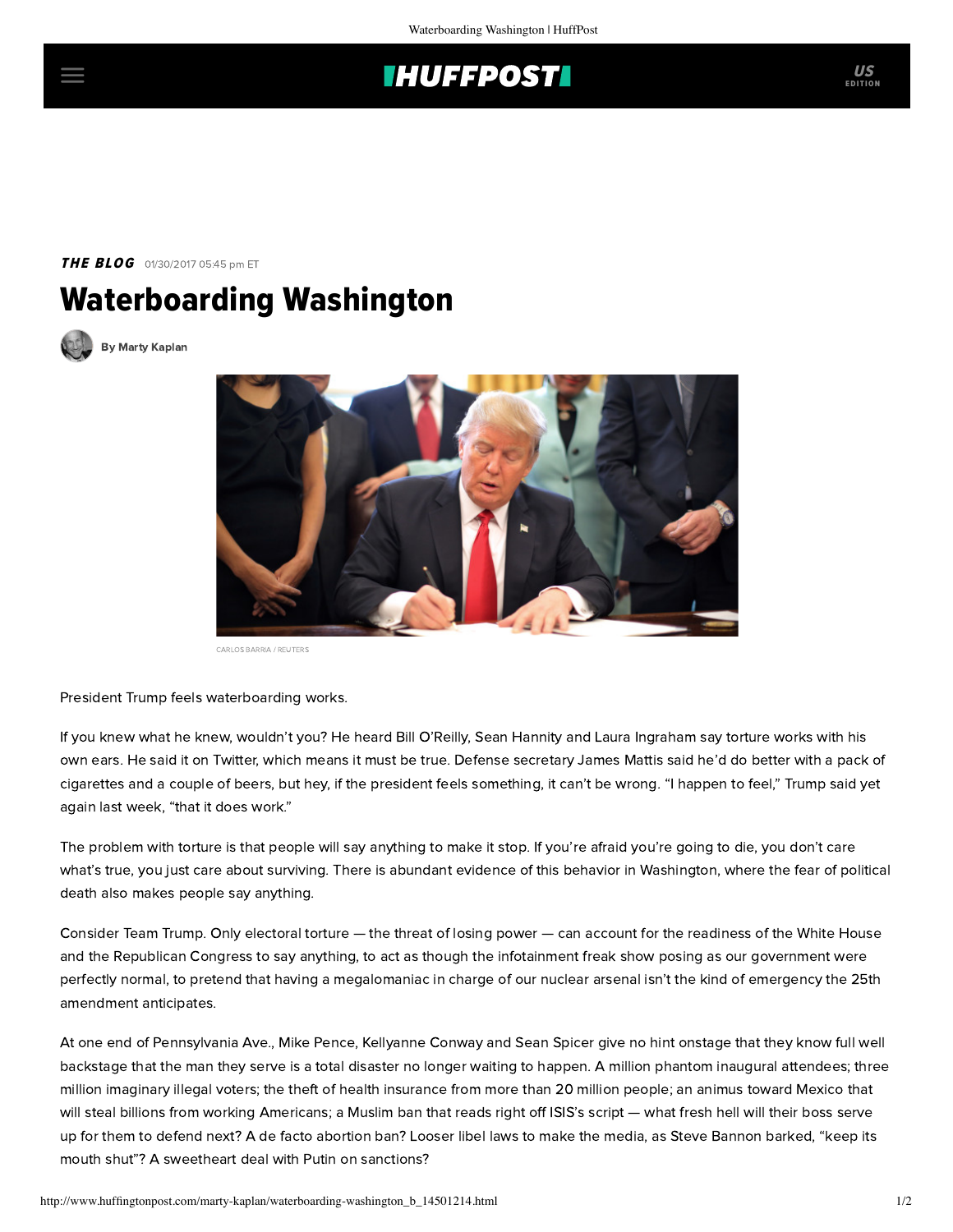*THE BLOG* 01/30/2017 05:45 pm ET

# Waterboarding Washington

By Marty Kaplan

CARLOS BARRIA / REUTERS

President Trump feels waterboarding works.

If you knew what he knew, wouldn't you? He heard Bill O'Reilly, Sean Hannity and Laura Ingraham say torture works with his own ears. He said it on Twitter, which means it must be true. Defense secretary James Mattis said he'd do better with a pack of cigarettes and a couple of beers, but hey, if the president feels something, it can't be wrong. "I happen to feel," Trump said yet again last week, "that it does work."

The problem with torture is that people will say anything to make it stop. If you're afraid you're going to die, you don't care what's true, you just care about surviving. There is abundant evidence of this behavior in Washington, where the fear of political death also makes people say anything.

Consider Team Trump. Only electoral torture — the threat of losing power — can account for the readiness of the White House and the Republican Congress to say anything, to act as though the infotainment freak show posing as our government were perfectly normal, to pretend that having a megalomaniac in charge of our nuclear arsenal isn't the kind of emergency the 25th amendment anticipates.

At one end of Pennsylvania Ave., Mike Pence, Kellyanne Conway and Sean Spicer give no hint onstage that they know full well backstage that the man they serve is a total disaster no longer waiting to happen. A million phantom inaugural attendees; three million imaginary illegal voters; the theft of health insurance from more than 20 million people; an animus toward Mexico that will steal billions from working Americans; a Muslim ban that reads right off ISIS's script — what fresh hell will their boss serve up for them to defend next? A de facto abortion ban? Looser libel laws to make the media, as Steve Bannon barked, "keep its mouth shut"? A sweetheart deal with Putin on sanctions?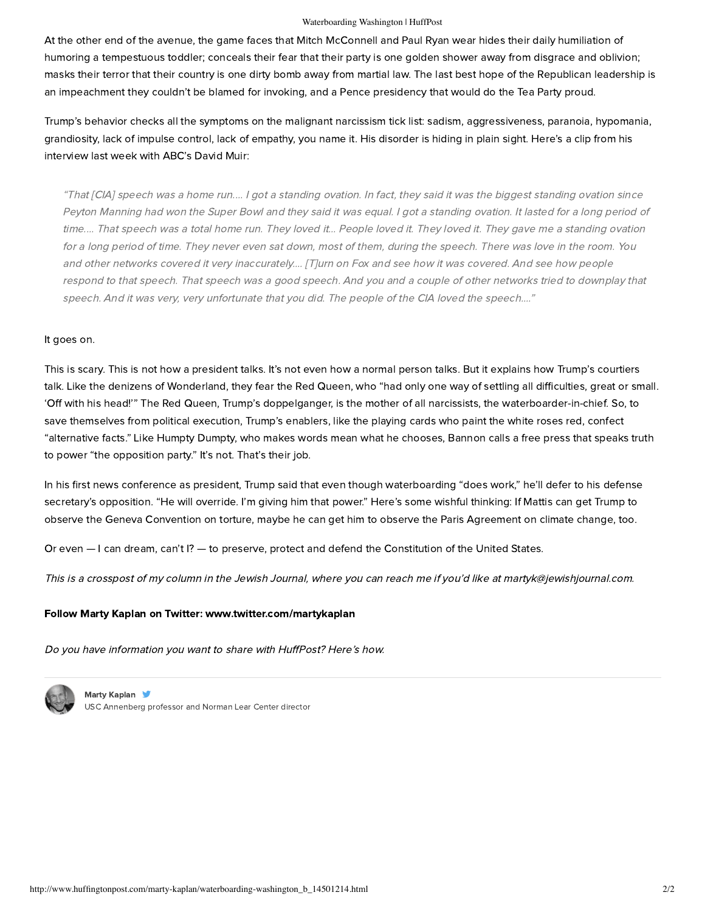At the other end of the avenue, the game faces that Mitch McConnell and Paul Ryan wear hides their daily humiliation of humoring a tempestuous toddler; conceals their fear that their party is one golden shower away from disgrace and oblivion; masks their terror that their country is one dirty bomb away from martial law. The last best hope of the Republican leadership is an impeachment they couldn't be blamed for invoking, and a Pence presidency that would do the Tea Party proud.

Trump's behavior checks all the symptoms on the malignant narcissism tick list: sadism, aggressiveness, paranoia, hypomania, grandiosity, lack of impulse control, lack of empathy, you name it. His disorder is hiding in plain sight. Here's a clip from his interview last week with ABC's David Muir:

> *"That [CIA] speech was a home run.... I got a standing ovation. In fact, they said it was the biggest standing ovation since Peyton Manning had won the Super Bowl and they said it was equal. I got a standing ovation. It lasted for a long period of time.... That speech was a total home run. They loved it... People loved it. They loved it. They gave me a standing ovation for a long period of time. They never even sat down, most of them, during the speech. There was love in the room. You and other networks covered it very inaccurately.... [T]urn on Fox and see how it was covered. And see how people respond to that speech. That speech was a good speech. And you and a couple of other networks tried to downplay that speech. And it was very, very unfortunate that you did. The people of the CIA loved the speech...."*

It goes on.

This is scary. This is not how a president talks. It's not even how a normal person talks. But it explains how Trump's courtiers talk. Like the denizens of Wonderland, they fear the Red Queen, who "had only one way of settling all difficulties, great or small. 'Off with his head!'" The Red Queen, Trump's doppelganger, is the mother of all narcissists, the waterboarder-in-chief. So, to save themselves from political execution, Trump's enablers, like the playing cards who paint the white roses red, confect "alternative facts." Like Humpty Dumpty, who makes words mean what he chooses, Bannon calls a free press that speaks truth to power "the opposition party." It's not. That's their job.

In his first news conference as president, Trump said that even though waterboarding "does work," he'll defer to his defense secretary's opposition. "He will override. I'm giving him that power." Here's some wishful thinking: If Mattis can get Trump to observe the Geneva Convention on torture, maybe he can get him to observe the Paris Agreement on climate change, too.

Or even — I can dream, can't I? — to preserve, protect and defend the Constitution of the United States.

*This is a crosspost of my column in the Jewish Journal, where you can reach me if you'd like at martyk@jewishjournal.com.*

**Follow Marty Kaplan on Twitter: www.twitter.com/martykaplan**

*Do you have information you want to share with HuffPost? Here's how.*

---

**Marty Kaplan**

USC Annenberg professor and Norman Lear Center director